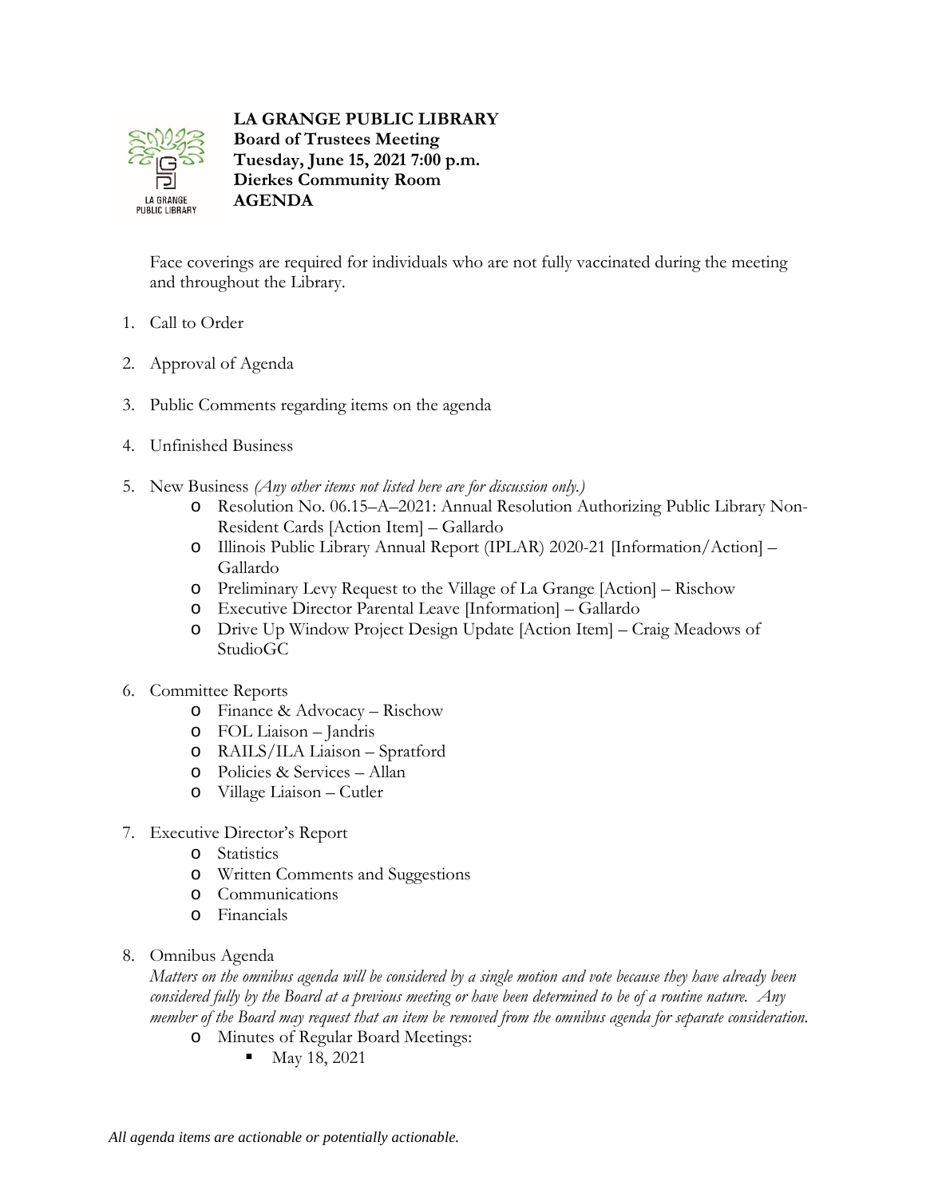**LA GRANGE PUBLIC LIBRARY**
**Board of Trustees Meeting**
**Tuesday, June 15, 2021 7:00 p.m.**
**Dierkes Community Room**
**AGENDA**

Face coverings are required for individuals who are not fully vaccinated during the meeting and throughout the Library.

1. Call to Order

2. Approval of Agenda

3. Public Comments regarding items on the agenda

4. Unfinished Business

5. New Business *(Any other items not listed here are for discussion only.)*
   - Resolution No. 06.15–A–2021: Annual Resolution Authorizing Public Library Non-Resident Cards [Action Item] – Gallardo
   - Illinois Public Library Annual Report (IPLAR) 2020-21 [Information/Action] – Gallardo
   - Preliminary Levy Request to the Village of La Grange [Action] – Rischow
   - Executive Director Parental Leave [Information] – Gallardo
   - Drive Up Window Project Design Update [Action Item] – Craig Meadows of StudioGC

6. Committee Reports
   - Finance & Advocacy – Rischow
   - FOL Liaison – Jandris
   - RAILS/ILA Liaison – Spratford
   - Policies & Services – Allan
   - Village Liaison – Cutler

7. Executive Director's Report
   - Statistics
   - Written Comments and Suggestions
   - Communications
   - Financials

8. Omnibus Agenda
   *Matters on the omnibus agenda will be considered by a single motion and vote because they have already been considered fully by the Board at a previous meeting or have been determined to be of a routine nature. Any member of the Board may request that an item be removed from the omnibus agenda for separate consideration.*
   - Minutes of Regular Board Meetings:
     - May 18, 2021

*All agenda items are actionable or potentially actionable.*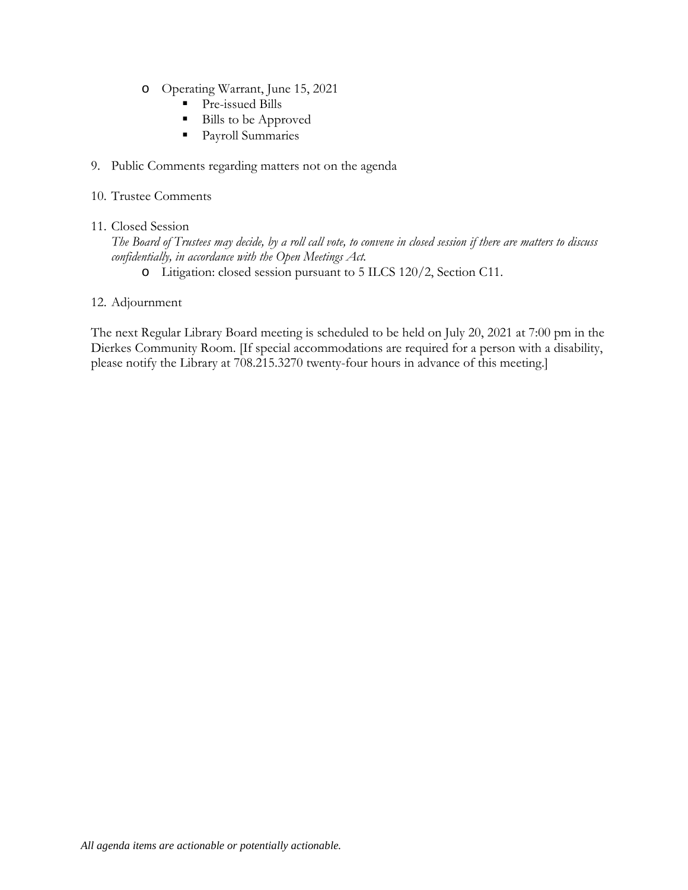- Operating Warrant, June 15, 2021
    - Pre-issued Bills
    - Bills to be Approved
    - Payroll Summaries

9. Public Comments regarding matters not on the agenda

10. Trustee Comments

11. Closed Session

    *The Board of Trustees may decide, by a roll call vote, to convene in closed session if there are matters to discuss confidentially, in accordance with the Open Meetings Act.*

    - Litigation: closed session pursuant to 5 ILCS 120/2, Section C11.

12. Adjournment

The next Regular Library Board meeting is scheduled to be held on July 20, 2021 at 7:00 pm in the Dierkes Community Room. [If special accommodations are required for a person with a disability, please notify the Library at 708.215.3270 twenty-four hours in advance of this meeting.]

*All agenda items are actionable or potentially actionable.*